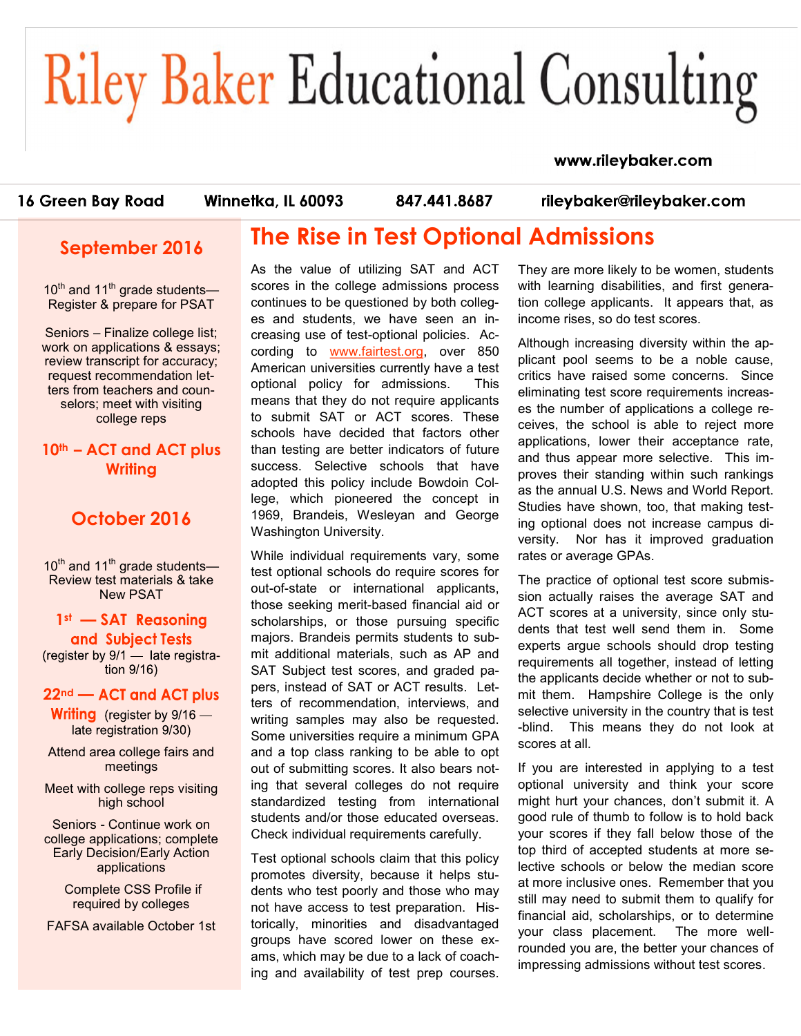# Riley Baker Educational Consulting

**www.rileybaker.com**

**16 Green Bay Road** | **Winnetka, IL 60093** | **847.441.8687** | **rileybaker@rileybaker.com**

## September 2016

10th and 11th grade students—Register & prepare for PSAT

Seniors – Finalize college list; work on applications & essays; review transcript for accuracy; request recommendation letters from teachers and counselors; meet with visiting college reps

**10th – ACT and ACT plus Writing**

## October 2016

10th and 11th grade students—Review test materials & take New PSAT

**1st — SAT Reasoning and Subject Tests** (register by 9/1 — late registration 9/16)

**22nd — ACT and ACT plus Writing** (register by 9/16 — late registration 9/30)

Attend area college fairs and meetings

Meet with college reps visiting high school

Seniors - Continue work on college applications; complete Early Decision/Early Action applications

Complete CSS Profile if required by colleges

FAFSA available October 1st

## The Rise in Test Optional Admissions

As the value of utilizing SAT and ACT scores in the college admissions process continues to be questioned by both colleges and students, we have seen an increasing use of test-optional policies. According to www.fairtest.org, over 850 American universities currently have a test optional policy for admissions. This means that they do not require applicants to submit SAT or ACT scores. These schools have decided that factors other than testing are better indicators of future success. Selective schools that have adopted this policy include Bowdoin College, which pioneered the concept in 1969, Brandeis, Wesleyan and George Washington University.

While individual requirements vary, some test optional schools do require scores for out-of-state or international applicants, those seeking merit-based financial aid or scholarships, or those pursuing specific majors. Brandeis permits students to submit additional materials, such as AP and SAT Subject test scores, and graded papers, instead of SAT or ACT results. Letters of recommendation, interviews, and writing samples may also be requested. Some universities require a minimum GPA and a top class ranking to be able to opt out of submitting scores. It also bears noting that several colleges do not require standardized testing from international students and/or those educated overseas. Check individual requirements carefully.

Test optional schools claim that this policy promotes diversity, because it helps students who test poorly and those who may not have access to test preparation. Historically, minorities and disadvantaged groups have scored lower on these exams, which may be due to a lack of coaching and availability of test prep courses. They are more likely to be women, students with learning disabilities, and first generation college applicants. It appears that, as income rises, so do test scores.

Although increasing diversity within the applicant pool seems to be a noble cause, critics have raised some concerns. Since eliminating test score requirements increases the number of applications a college receives, the school is able to reject more applications, lower their acceptance rate, and thus appear more selective. This improves their standing within such rankings as the annual U.S. News and World Report. Studies have shown, too, that making testing optional does not increase campus diversity. Nor has it improved graduation rates or average GPAs.

The practice of optional test score submission actually raises the average SAT and ACT scores at a university, since only students that test well send them in. Some experts argue schools should drop testing requirements all together, instead of letting the applicants decide whether or not to submit them. Hampshire College is the only selective university in the country that is test-blind. This means they do not look at scores at all.

If you are interested in applying to a test optional university and think your score might hurt your chances, don't submit it. A good rule of thumb to follow is to hold back your scores if they fall below those of the top third of accepted students at more selective schools or below the median score at more inclusive ones. Remember that you still may need to submit them to qualify for financial aid, scholarships, or to determine your class placement. The more well-rounded you are, the better your chances of impressing admissions without test scores.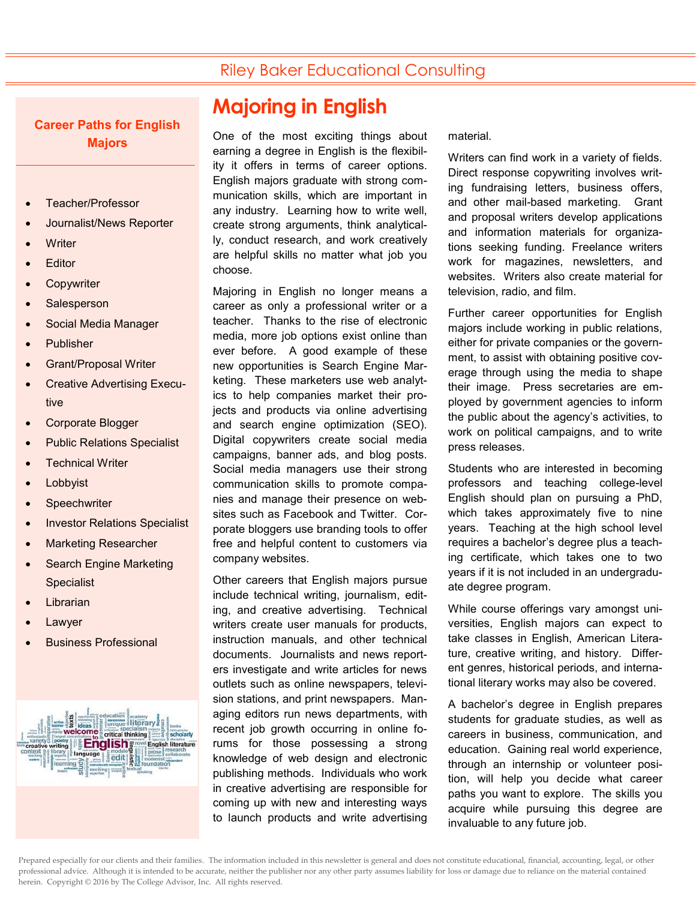Riley Baker Educational Consulting

# Majoring in English

One of the most exciting things about earning a degree in English is the flexibility it offers in terms of career options. English majors graduate with strong communication skills, which are important in any industry. Learning how to write well, create strong arguments, think analytically, conduct research, and work creatively are helpful skills no matter what job you choose.

Majoring in English no longer means a career as only a professional writer or a teacher. Thanks to the rise of electronic media, more job options exist online than ever before. A good example of these new opportunities is Search Engine Marketing. These marketers use web analytics to help companies market their projects and products via online advertising and search engine optimization (SEO). Digital copywriters create social media campaigns, banner ads, and blog posts. Social media managers use their strong communication skills to promote companies and manage their presence on websites such as Facebook and Twitter. Corporate bloggers use branding tools to offer free and helpful content to customers via company websites.

Other careers that English majors pursue include technical writing, journalism, editing, and creative advertising. Technical writers create user manuals for products, instruction manuals, and other technical documents. Journalists and news reporters investigate and write articles for news outlets such as online newspapers, television stations, and print newspapers. Managing editors run news departments, with recent job growth occurring in online forums for those possessing a strong knowledge of web design and electronic publishing methods. Individuals who work in creative advertising are responsible for coming up with new and interesting ways to launch products and write advertising material.

Writers can find work in a variety of fields. Direct response copywriting involves writing fundraising letters, business offers, and other mail-based marketing. Grant and proposal writers develop applications and information materials for organizations seeking funding. Freelance writers work for magazines, newsletters, and websites. Writers also create material for television, radio, and film.

Further career opportunities for English majors include working in public relations, either for private companies or the government, to assist with obtaining positive coverage through using the media to shape their image. Press secretaries are employed by government agencies to inform the public about the agency's activities, to work on political campaigns, and to write press releases.

Students who are interested in becoming professors and teaching college-level English should plan on pursuing a PhD, which takes approximately five to nine years. Teaching at the high school level requires a bachelor's degree plus a teaching certificate, which takes one to two years if it is not included in an undergraduate degree program.

While course offerings vary amongst universities, English majors can expect to take classes in English, American Literature, creative writing, and history. Different genres, historical periods, and international literary works may also be covered.

A bachelor's degree in English prepares students for graduate studies, as well as careers in business, communication, and education. Gaining real world experience, through an internship or volunteer position, will help you decide what career paths you want to explore. The skills you acquire while pursuing this degree are invaluable to any future job.

## Career Paths for English Majors

- Teacher/Professor
- Journalist/News Reporter
- Writer
- Editor
- Copywriter
- Salesperson
- Social Media Manager
- Publisher
- Grant/Proposal Writer
- Creative Advertising Executive
- Corporate Blogger
- Public Relations Specialist
- Technical Writer
- Lobbyist
- Speechwriter
- Investor Relations Specialist
- Marketing Researcher
- Search Engine Marketing Specialist
- Librarian
- Lawyer
- Business Professional

Prepared especially for our clients and their families. The information included in this newsletter is general and does not constitute educational, financial, accounting, legal, or other professional advice. Although it is intended to be accurate, neither the publisher nor any other party assumes liability for loss or damage due to reliance on the material contained herein. Copyright © 2016 by The College Advisor, Inc. All rights reserved.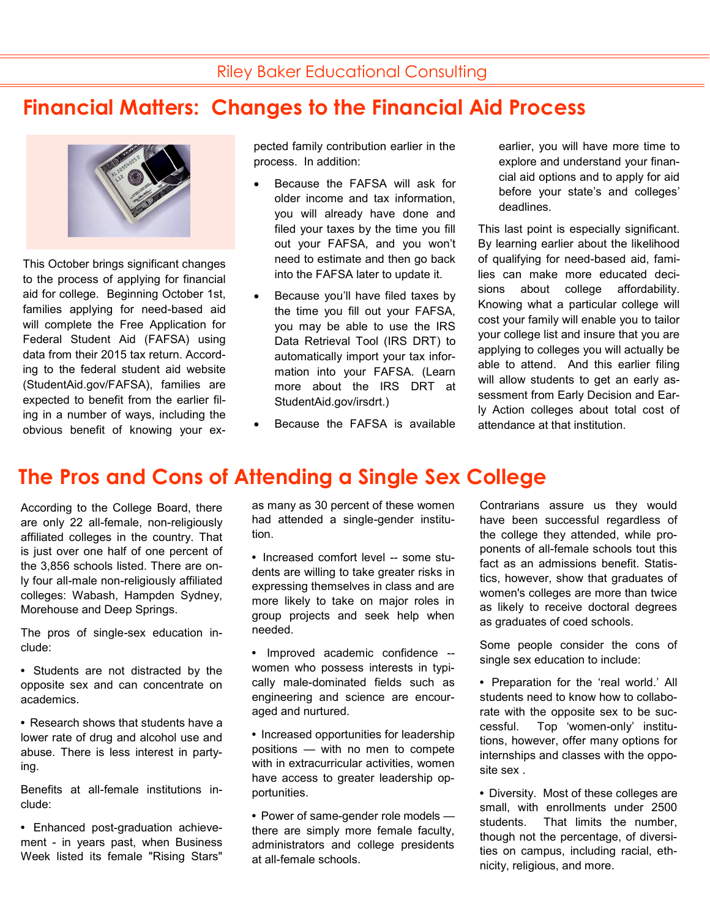Riley Baker Educational Consulting

## Financial Matters: Changes to the Financial Aid Process

This October brings significant changes to the process of applying for financial aid for college. Beginning October 1st, families applying for need-based aid will complete the Free Application for Federal Student Aid (FAFSA) using data from their 2015 tax return. According to the federal student aid website (StudentAid.gov/FAFSA), families are expected to benefit from the earlier filing in a number of ways, including the obvious benefit of knowing your expected family contribution earlier in the process. In addition:

- Because the FAFSA will ask for older income and tax information, you will already have done and filed your taxes by the time you fill out your FAFSA, and you won't need to estimate and then go back into the FAFSA later to update it.
- Because you'll have filed taxes by the time you fill out your FAFSA, you may be able to use the IRS Data Retrieval Tool (IRS DRT) to automatically import your tax information into your FAFSA. (Learn more about the IRS DRT at StudentAid.gov/irsdrt.)
- Because the FAFSA is available earlier, you will have more time to explore and understand your financial aid options and to apply for aid before your state's and colleges' deadlines.

This last point is especially significant. By learning earlier about the likelihood of qualifying for need-based aid, families can make more educated decisions about college affordability. Knowing what a particular college will cost your family will enable you to tailor your college list and insure that you are applying to colleges you will actually be able to attend. And this earlier filing will allow students to get an early assessment from Early Decision and Early Action colleges about total cost of attendance at that institution.

## The Pros and Cons of Attending a Single Sex College

According to the College Board, there are only 22 all-female, non-religiously affiliated colleges in the country. That is just over one half of one percent of the 3,856 schools listed. There are only four all-male non-religiously affiliated colleges: Wabash, Hampden Sydney, Morehouse and Deep Springs.

The pros of single-sex education include:

• Students are not distracted by the opposite sex and can concentrate on academics.

• Research shows that students have a lower rate of drug and alcohol use and abuse. There is less interest in partying.

Benefits at all-female institutions include:

• Enhanced post-graduation achievement - in years past, when Business Week listed its female "Rising Stars" as many as 30 percent of these women had attended a single-gender institution.

• Increased comfort level -- some students are willing to take greater risks in expressing themselves in class and are more likely to take on major roles in group projects and seek help when needed.

• Improved academic confidence -- women who possess interests in typically male-dominated fields such as engineering and science are encouraged and nurtured.

• Increased opportunities for leadership positions — with no men to compete with in extracurricular activities, women have access to greater leadership opportunities.

• Power of same-gender role models — there are simply more female faculty, administrators and college presidents at all-female schools.

Contrarians assure us they would have been successful regardless of the college they attended, while proponents of all-female schools tout this fact as an admissions benefit. Statistics, however, show that graduates of women's colleges are more than twice as likely to receive doctoral degrees as graduates of coed schools.

Some people consider the cons of single sex education to include:

• Preparation for the 'real world.' All students need to know how to collaborate with the opposite sex to be successful. Top 'women-only' institutions, however, offer many options for internships and classes with the opposite sex .

• Diversity. Most of these colleges are small, with enrollments under 2500 students. That limits the number, though not the percentage, of diversities on campus, including racial, ethnicity, religious, and more.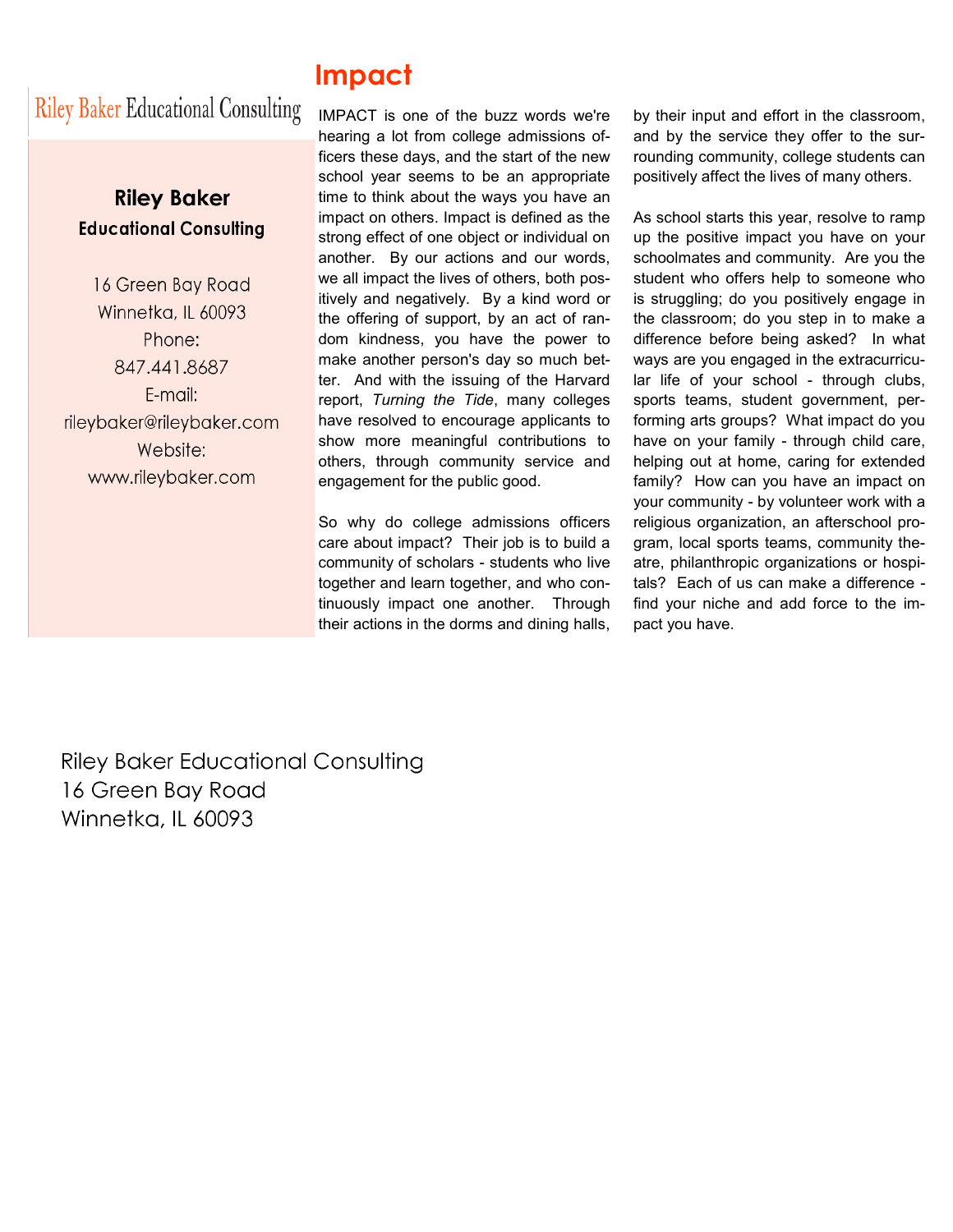Riley Baker Educational Consulting

**Riley Baker**
**Educational Consulting**

16 Green Bay Road
Winnetka, IL 60093
Phone:
847.441.8687
E-mail:
rileybaker@rileybaker.com
Website:
www.rileybaker.com

## Impact

IMPACT is one of the buzz words we're hearing a lot from college admissions officers these days, and the start of the new school year seems to be an appropriate time to think about the ways you have an impact on others. Impact is defined as the strong effect of one object or individual on another. By our actions and our words, we all impact the lives of others, both positively and negatively. By a kind word or the offering of support, by an act of random kindness, you have the power to make another person's day so much better. And with the issuing of the Harvard report, *Turning the Tide*, many colleges have resolved to encourage applicants to show more meaningful contributions to others, through community service and engagement for the public good.

So why do college admissions officers care about impact? Their job is to build a community of scholars - students who live together and learn together, and who continuously impact one another. Through their actions in the dorms and dining halls, by their input and effort in the classroom, and by the service they offer to the surrounding community, college students can positively affect the lives of many others.

As school starts this year, resolve to ramp up the positive impact you have on your schoolmates and community. Are you the student who offers help to someone who is struggling; do you positively engage in the classroom; do you step in to make a difference before being asked? In what ways are you engaged in the extracurricular life of your school - through clubs, sports teams, student government, performing arts groups? What impact do you have on your family - through child care, helping out at home, caring for extended family? How can you have an impact on your community - by volunteer work with a religious organization, an afterschool program, local sports teams, community theatre, philanthropic organizations or hospitals? Each of us can make a difference - find your niche and add force to the impact you have.

Riley Baker Educational Consulting
16 Green Bay Road
Winnetka, IL 60093